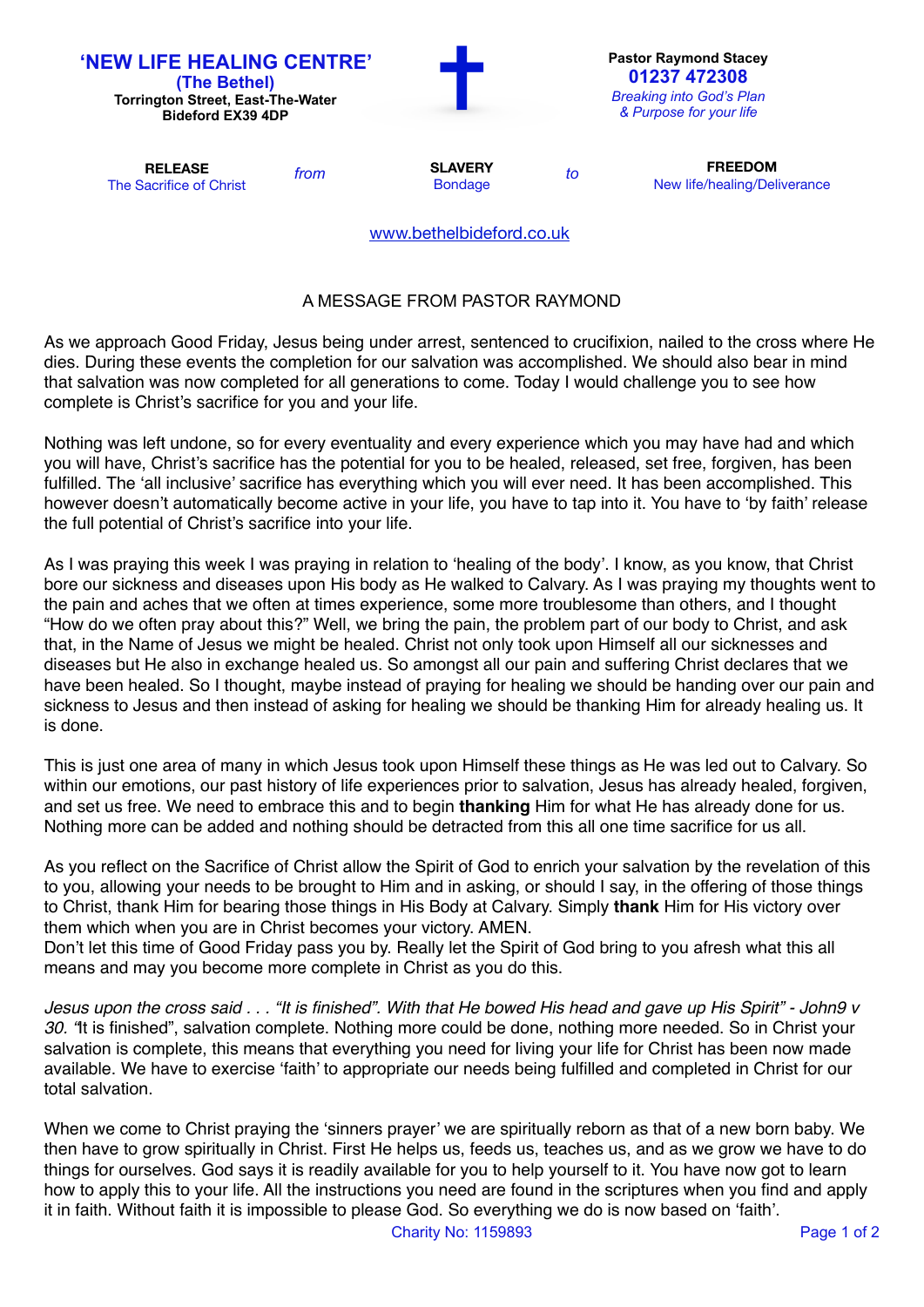## 'NEW LIFE HEALING CENTRE'

**(The Bethel)**
**Torrington Street, East-The-Water**
**Bideford EX39 4DP**

**Pastor Raymond Stacey**
**01237 472308**
*Breaking into God's Plan & Purpose for your life*

| **RELEASE** | *from* | **SLAVERY** | *to* | **FREEDOM** |
|---|---|---|---|---|
| The Sacrifice of Christ | | Bondage | | New life/healing/Deliverance |

www.bethelbideford.co.uk

### A MESSAGE FROM PASTOR RAYMOND

As we approach Good Friday, Jesus being under arrest, sentenced to crucifixion, nailed to the cross where He dies. During these events the completion for our salvation was accomplished. We should also bear in mind that salvation was now completed for all generations to come. Today I would challenge you to see how complete is Christ's sacrifice for you and your life.

Nothing was left undone, so for every eventuality and every experience which you may have had and which you will have, Christ's sacrifice has the potential for you to be healed, released, set free, forgiven, has been fulfilled. The 'all inclusive' sacrifice has everything which you will ever need. It has been accomplished. This however doesn't automatically become active in your life, you have to tap into it. You have to 'by faith' release the full potential of Christ's sacrifice into your life.

As I was praying this week I was praying in relation to 'healing of the body'. I know, as you know, that Christ bore our sickness and diseases upon His body as He walked to Calvary. As I was praying my thoughts went to the pain and aches that we often at times experience, some more troublesome than others, and I thought "How do we often pray about this?" Well, we bring the pain, the problem part of our body to Christ, and ask that, in the Name of Jesus we might be healed. Christ not only took upon Himself all our sicknesses and diseases but He also in exchange healed us. So amongst all our pain and suffering Christ declares that we have been healed. So I thought, maybe instead of praying for healing we should be handing over our pain and sickness to Jesus and then instead of asking for healing we should be thanking Him for already healing us. It is done.

This is just one area of many in which Jesus took upon Himself these things as He was led out to Calvary. So within our emotions, our past history of life experiences prior to salvation, Jesus has already healed, forgiven, and set us free. We need to embrace this and to begin **thanking** Him for what He has already done for us. Nothing more can be added and nothing should be detracted from this all one time sacrifice for us all.

As you reflect on the Sacrifice of Christ allow the Spirit of God to enrich your salvation by the revelation of this to you, allowing your needs to be brought to Him and in asking, or should I say, in the offering of those things to Christ, thank Him for bearing those things in His Body at Calvary. Simply **thank** Him for His victory over them which when you are in Christ becomes your victory. AMEN.
Don't let this time of Good Friday pass you by. Really let the Spirit of God bring to you afresh what this all means and may you become more complete in Christ as you do this.

*Jesus upon the cross said . . . "It is finished". With that He bowed His head and gave up His Spirit" - John9 v 30. "*It is finished", salvation complete. Nothing more could be done, nothing more needed. So in Christ your salvation is complete, this means that everything you need for living your life for Christ has been now made available. We have to exercise 'faith' to appropriate our needs being fulfilled and completed in Christ for our total salvation.

When we come to Christ praying the 'sinners prayer' we are spiritually reborn as that of a new born baby. We then have to grow spiritually in Christ. First He helps us, feeds us, teaches us, and as we grow we have to do things for ourselves. God says it is readily available for you to help yourself to it. You have now got to learn how to apply this to your life. All the instructions you need are found in the scriptures when you find and apply it in faith. Without faith it is impossible to please God. So everything we do is now based on 'faith'.

Charity No: 1159893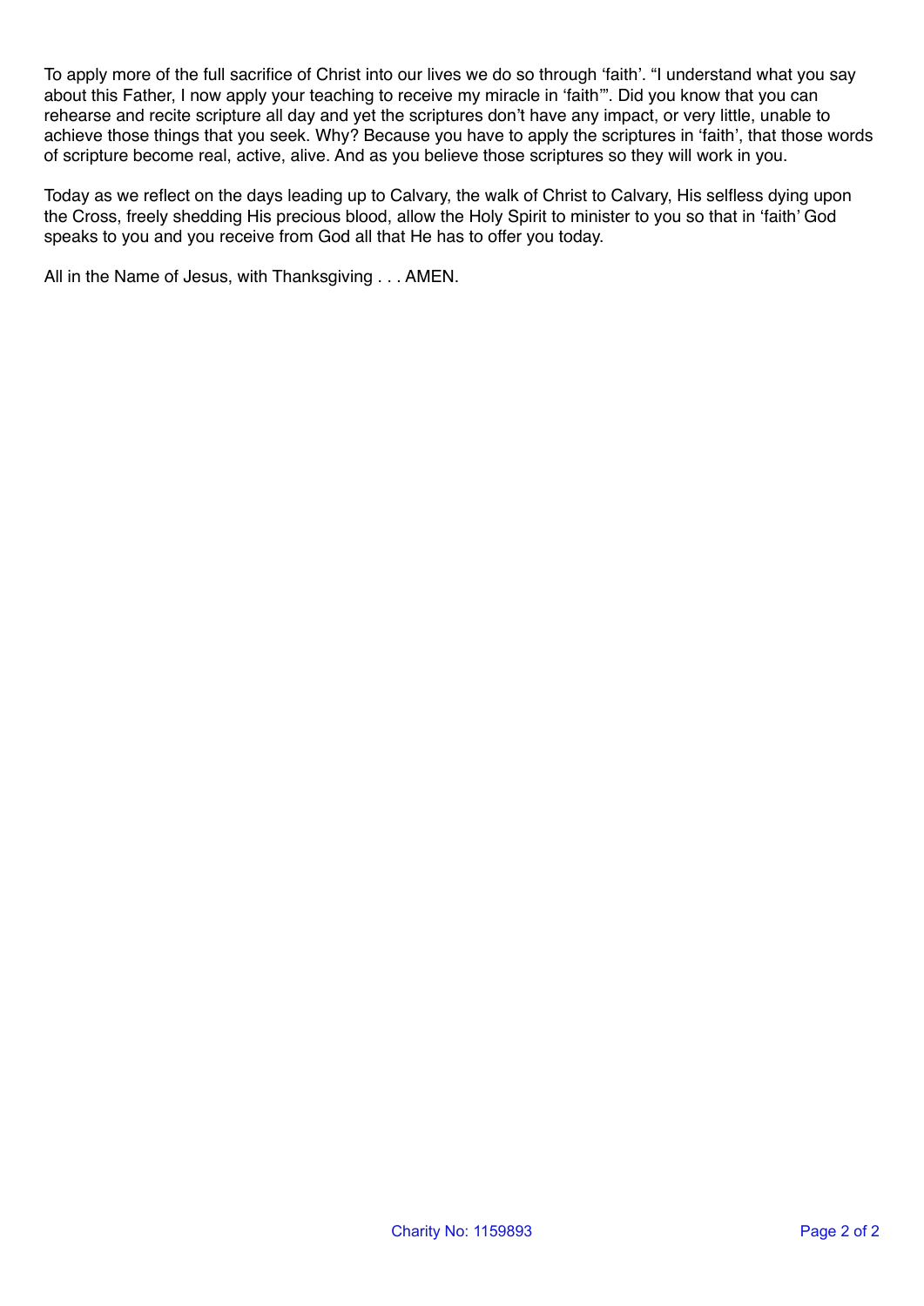To apply more of the full sacrifice of Christ into our lives we do so through 'faith'. "I understand what you say about this Father, I now apply your teaching to receive my miracle in 'faith'". Did you know that you can rehearse and recite scripture all day and yet the scriptures don't have any impact, or very little, unable to achieve those things that you seek. Why? Because you have to apply the scriptures in 'faith', that those words of scripture become real, active, alive. And as you believe those scriptures so they will work in you.

Today as we reflect on the days leading up to Calvary, the walk of Christ to Calvary, His selfless dying upon the Cross, freely shedding His precious blood, allow the Holy Spirit to minister to you so that in 'faith' God speaks to you and you receive from God all that He has to offer you today.

All in the Name of Jesus, with Thanksgiving . . . AMEN.

Charity No: 1159893